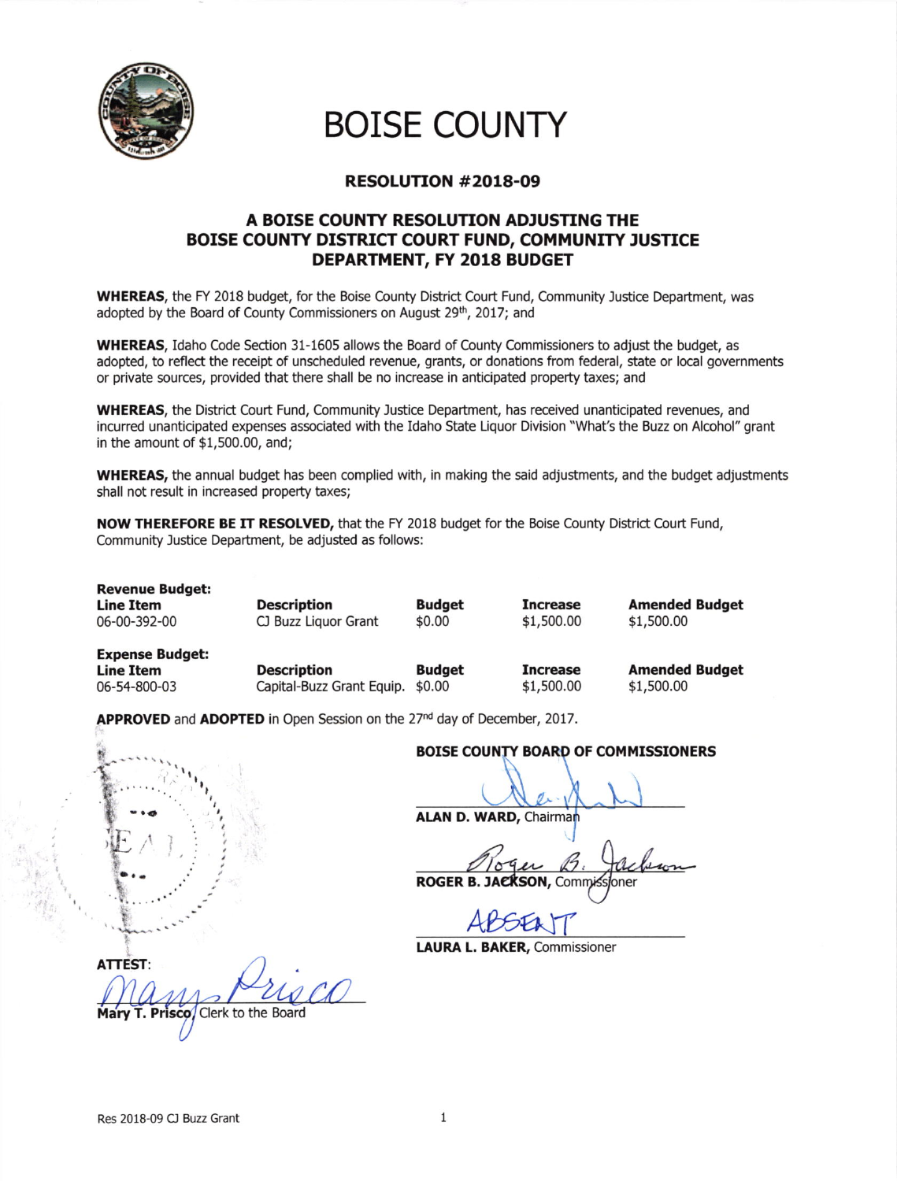# BOISE COUNTY

## RESOLUTION #2018-09

## A BOISE COUNTY RESOLUTION ADJUSTING THE BOISE COUNTY DISTRICT COURT FUND, COMMUNITY JUSTICE DEPARTMENT, FY 2018 BUDGET

**WHEREAS**, the FY 2018 budget, for the Boise County District Court Fund, Community Justice Department, was adopted by the Board of County Commissioners on August 29th, 2017; and

**WHEREAS**, Idaho Code Section 31-1605 allows the Board of County Commissioners to adjust the budget, as adopted, to reflect the receipt of unscheduled revenue, grants, or donations from federal, state or local governments or private sources, provided that there shall be no increase in anticipated property taxes; and

**WHEREAS**, the District Court Fund, Community Justice Department, has received unanticipated revenues, and incurred unanticipated expenses associated with the Idaho State Liquor Division "What's the Buzz on Alcohol" grant in the amount of $1,500.00, and;

**WHEREAS,** the annual budget has been complied with, in making the said adjustments, and the budget adjustments shall not result in increased property taxes;

**NOW THEREFORE BE IT RESOLVED,** that the FY 2018 budget for the Boise County District Court Fund, Community Justice Department, be adjusted as follows:

**Revenue Budget:**

| Line Item | Description | Budget | Increase | Amended Budget |
|---|---|---|---|---|
| 06-00-392-00 | CJ Buzz Liquor Grant | $0.00 | $1,500.00 | $1,500.00 |

**Expense Budget:**

| Line Item | Description | Budget | Increase | Amended Budget |
|---|---|---|---|---|
| 06-54-800-03 | Capital-Buzz Grant Equip. | $0.00 | $1,500.00 | $1,500.00 |

**APPROVED** and **ADOPTED** in Open Session on the 27nd day of December, 2017.

**BOISE COUNTY BOARD OF COMMISSIONERS**

**ALAN D. WARD,** Chairman

**ROGER B. JACKSON,** Commissioner

ABSENT

**LAURA L. BAKER,** Commissioner

**ATTEST:**

**Mary T. Prisco**, Clerk to the Board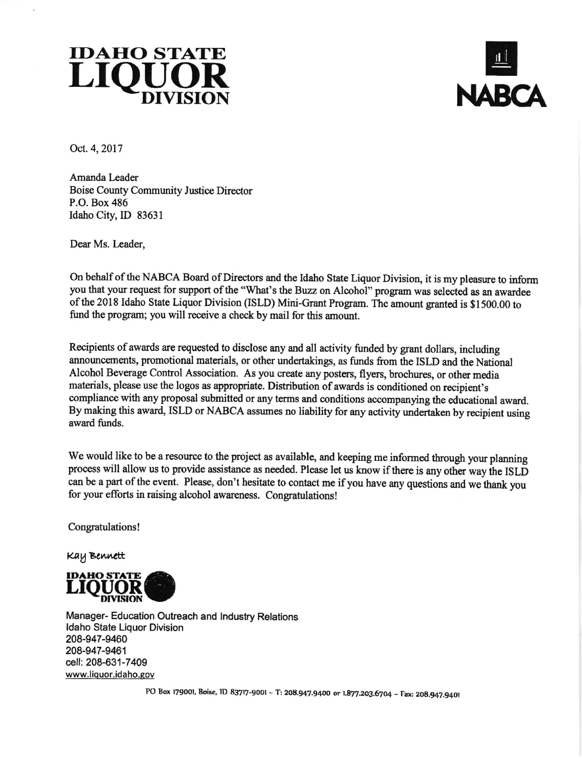IDAHO STATE LIQUOR DIVISION

NABCA

Oct. 4, 2017

Amanda Leader
Boise County Community Justice Director
P.O. Box 486
Idaho City, ID 83631

Dear Ms. Leader,

On behalf of the NABCA Board of Directors and the Idaho State Liquor Division, it is my pleasure to inform you that your request for support of the "What's the Buzz on Alcohol" program was selected as an awardee of the 2018 Idaho State Liquor Division (ISLD) Mini-Grant Program. The amount granted is $1500.00 to fund the program; you will receive a check by mail for this amount.

Recipients of awards are requested to disclose any and all activity funded by grant dollars, including announcements, promotional materials, or other undertakings, as funds from the ISLD and the National Alcohol Beverage Control Association. As you create any posters, flyers, brochures, or other media materials, please use the logos as appropriate. Distribution of awards is conditioned on recipient's compliance with any proposal submitted or any terms and conditions accompanying the educational award. By making this award, ISLD or NABCA assumes no liability for any activity undertaken by recipient using award funds.

We would like to be a resource to the project as available, and keeping me informed through your planning process will allow us to provide assistance as needed. Please let us know if there is any other way the ISLD can be a part of the event. Please, don't hesitate to contact me if you have any questions and we thank you for your efforts in raising alcohol awareness. Congratulations!

Congratulations!

Kay Bennett

IDAHO STATE LIQUOR DIVISION

Manager- Education Outreach and Industry Relations
Idaho State Liquor Division
208-947-9460
208-947-9461
cell: 208-631-7409
www.liquor.idaho.gov

PO Box 179001, Boise, ID 83717-9001 ~ T: 208.947.9400 or 1.877.203.6704 ~ Fax: 208.947.9401